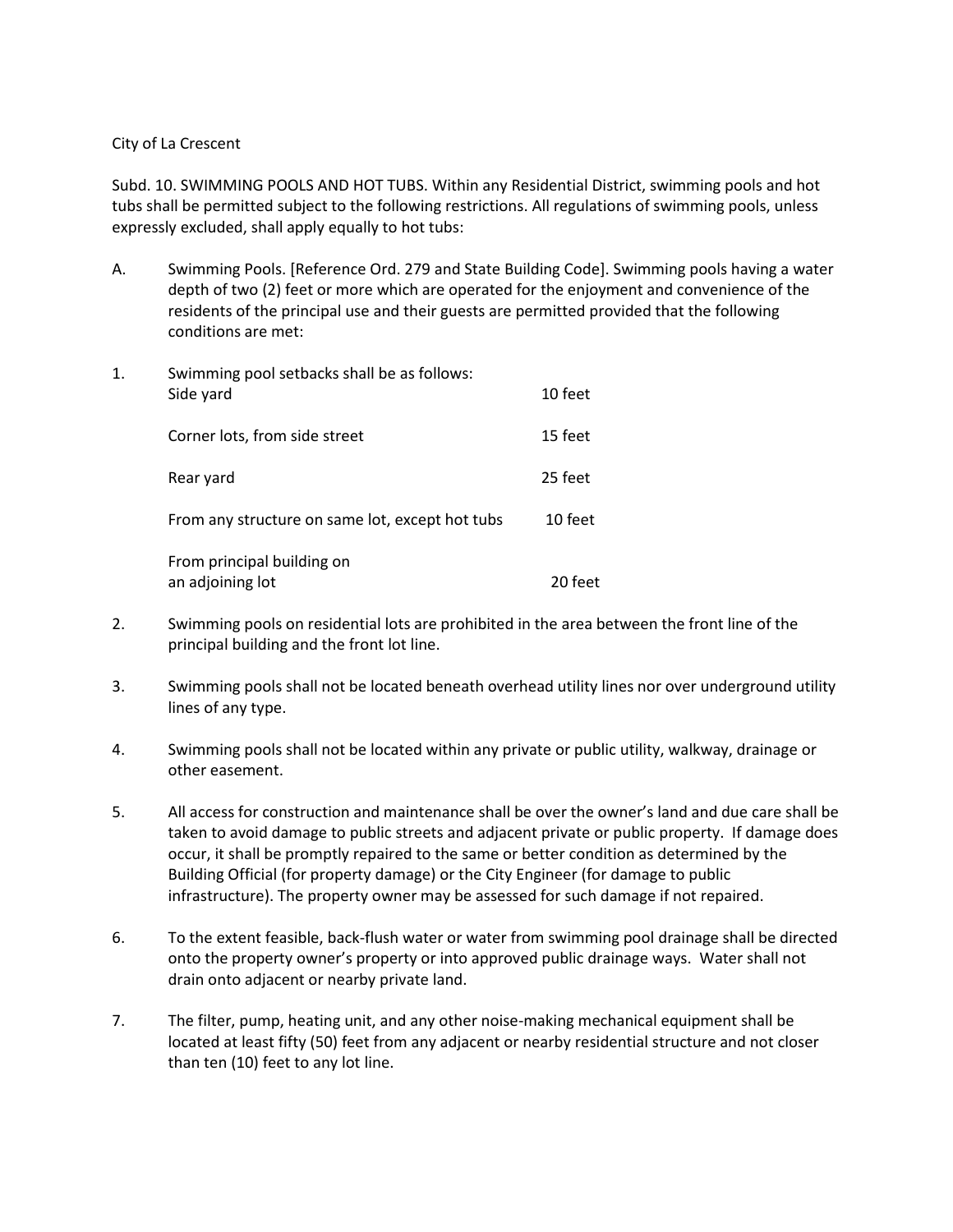City of La Crescent

Subd. 10. SWIMMING POOLS AND HOT TUBS. Within any Residential District, swimming pools and hot tubs shall be permitted subject to the following restrictions. All regulations of swimming pools, unless expressly excluded, shall apply equally to hot tubs:

A. Swimming Pools. [Reference Ord. 279 and State Building Code]. Swimming pools having a water depth of two (2) feet or more which are operated for the enjoyment and convenience of the residents of the principal use and their guests are permitted provided that the following conditions are met:

1. Swimming pool setbacks shall be as follows:

| | |
|---|---|
| Side yard | 10 feet |
| Corner lots, from side street | 15 feet |
| Rear yard | 25 feet |
| From any structure on same lot, except hot tubs | 10 feet |
| From principal building on an adjoining lot | 20 feet |

2. Swimming pools on residential lots are prohibited in the area between the front line of the principal building and the front lot line.

3. Swimming pools shall not be located beneath overhead utility lines nor over underground utility lines of any type.

4. Swimming pools shall not be located within any private or public utility, walkway, drainage or other easement.

5. All access for construction and maintenance shall be over the owner's land and due care shall be taken to avoid damage to public streets and adjacent private or public property. If damage does occur, it shall be promptly repaired to the same or better condition as determined by the Building Official (for property damage) or the City Engineer (for damage to public infrastructure). The property owner may be assessed for such damage if not repaired.

6. To the extent feasible, back-flush water or water from swimming pool drainage shall be directed onto the property owner's property or into approved public drainage ways. Water shall not drain onto adjacent or nearby private land.

7. The filter, pump, heating unit, and any other noise-making mechanical equipment shall be located at least fifty (50) feet from any adjacent or nearby residential structure and not closer than ten (10) feet to any lot line.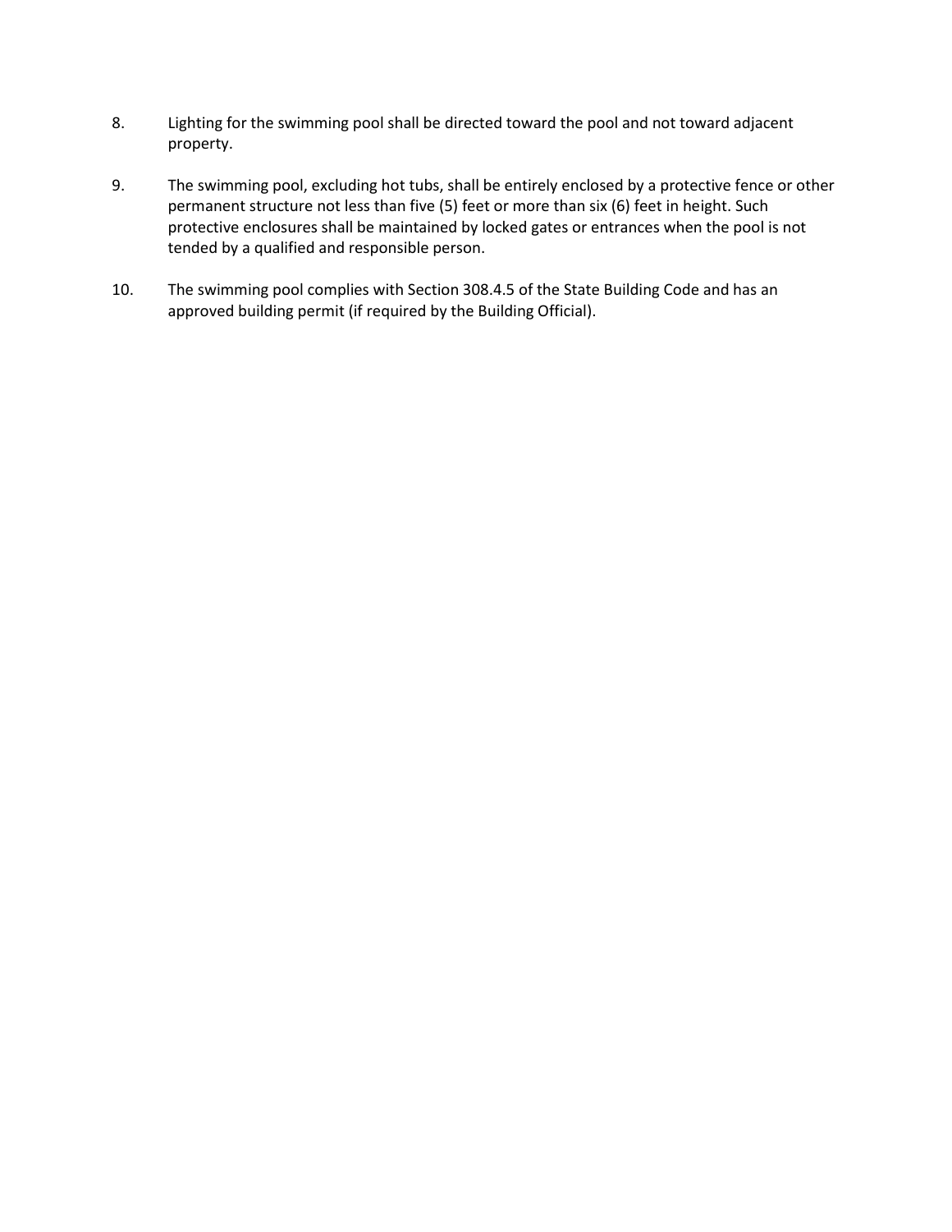8. Lighting for the swimming pool shall be directed toward the pool and not toward adjacent property.

9. The swimming pool, excluding hot tubs, shall be entirely enclosed by a protective fence or other permanent structure not less than five (5) feet or more than six (6) feet in height. Such protective enclosures shall be maintained by locked gates or entrances when the pool is not tended by a qualified and responsible person.

10. The swimming pool complies with Section 308.4.5 of the State Building Code and has an approved building permit (if required by the Building Official).